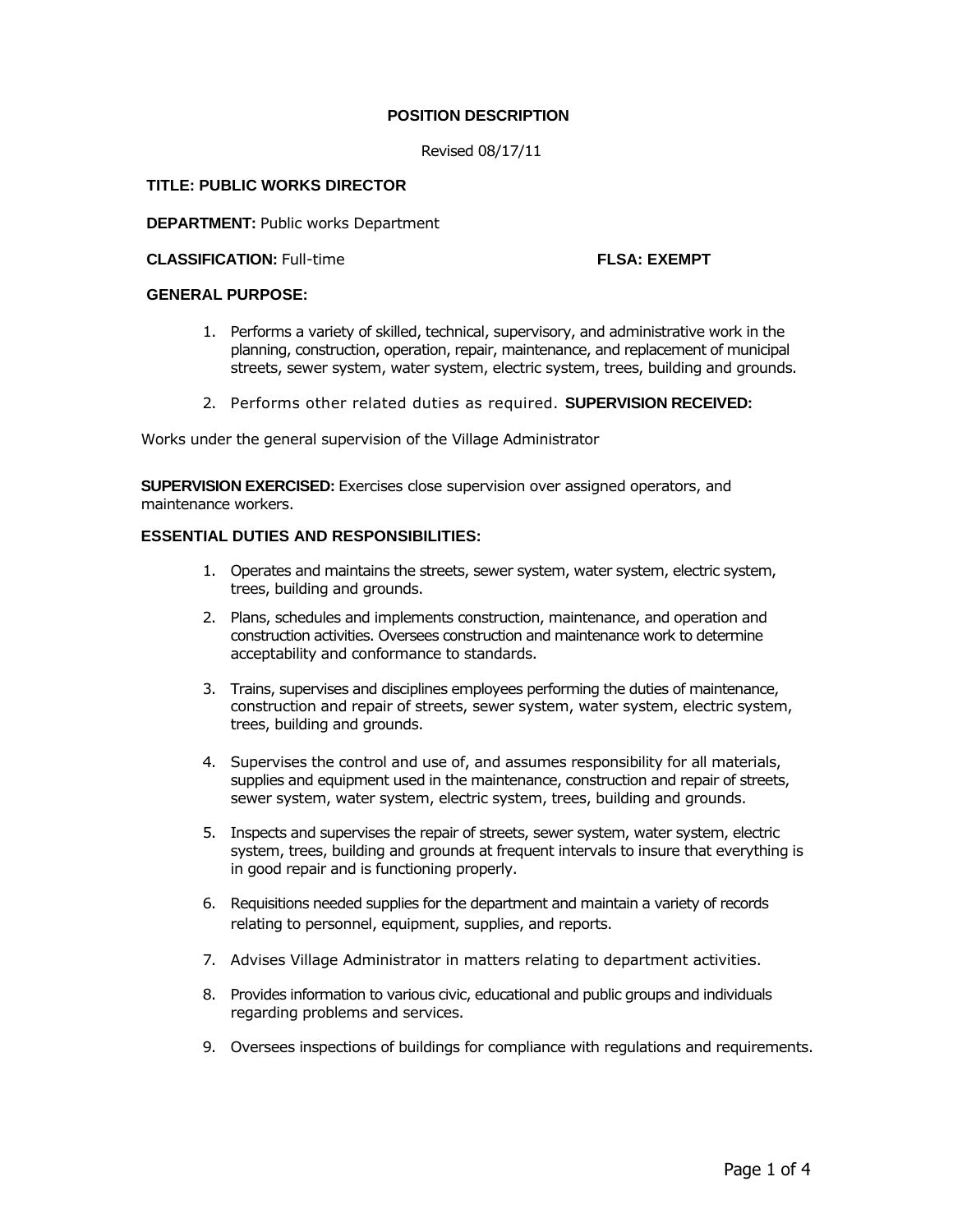**POSITION DESCRIPTION**

Revised 08/17/11

**TITLE: PUBLIC WORKS DIRECTOR**

**DEPARTMENT:** Public works Department

**CLASSIFICATION:** Full-time **FLSA: EXEMPT**

**GENERAL PURPOSE:**

1. Performs a variety of skilled, technical, supervisory, and administrative work in the planning, construction, operation, repair, maintenance, and replacement of municipal streets, sewer system, water system, electric system, trees, building and grounds.

2. Performs other related duties as required. **SUPERVISION RECEIVED:**

Works under the general supervision of the Village Administrator

**SUPERVISION EXERCISED:** Exercises close supervision over assigned operators, and maintenance workers.

**ESSENTIAL DUTIES AND RESPONSIBILITIES:**

1. Operates and maintains the streets, sewer system, water system, electric system, trees, building and grounds.

2. Plans, schedules and implements construction, maintenance, and operation and construction activities. Oversees construction and maintenance work to determine acceptability and conformance to standards.

3. Trains, supervises and disciplines employees performing the duties of maintenance, construction and repair of streets, sewer system, water system, electric system, trees, building and grounds.

4. Supervises the control and use of, and assumes responsibility for all materials, supplies and equipment used in the maintenance, construction and repair of streets, sewer system, water system, electric system, trees, building and grounds.

5. Inspects and supervises the repair of streets, sewer system, water system, electric system, trees, building and grounds at frequent intervals to insure that everything is in good repair and is functioning properly.

6. Requisitions needed supplies for the department and maintain a variety of records relating to personnel, equipment, supplies, and reports.

7. Advises Village Administrator in matters relating to department activities.

8. Provides information to various civic, educational and public groups and individuals regarding problems and services.

9. Oversees inspections of buildings for compliance with regulations and requirements.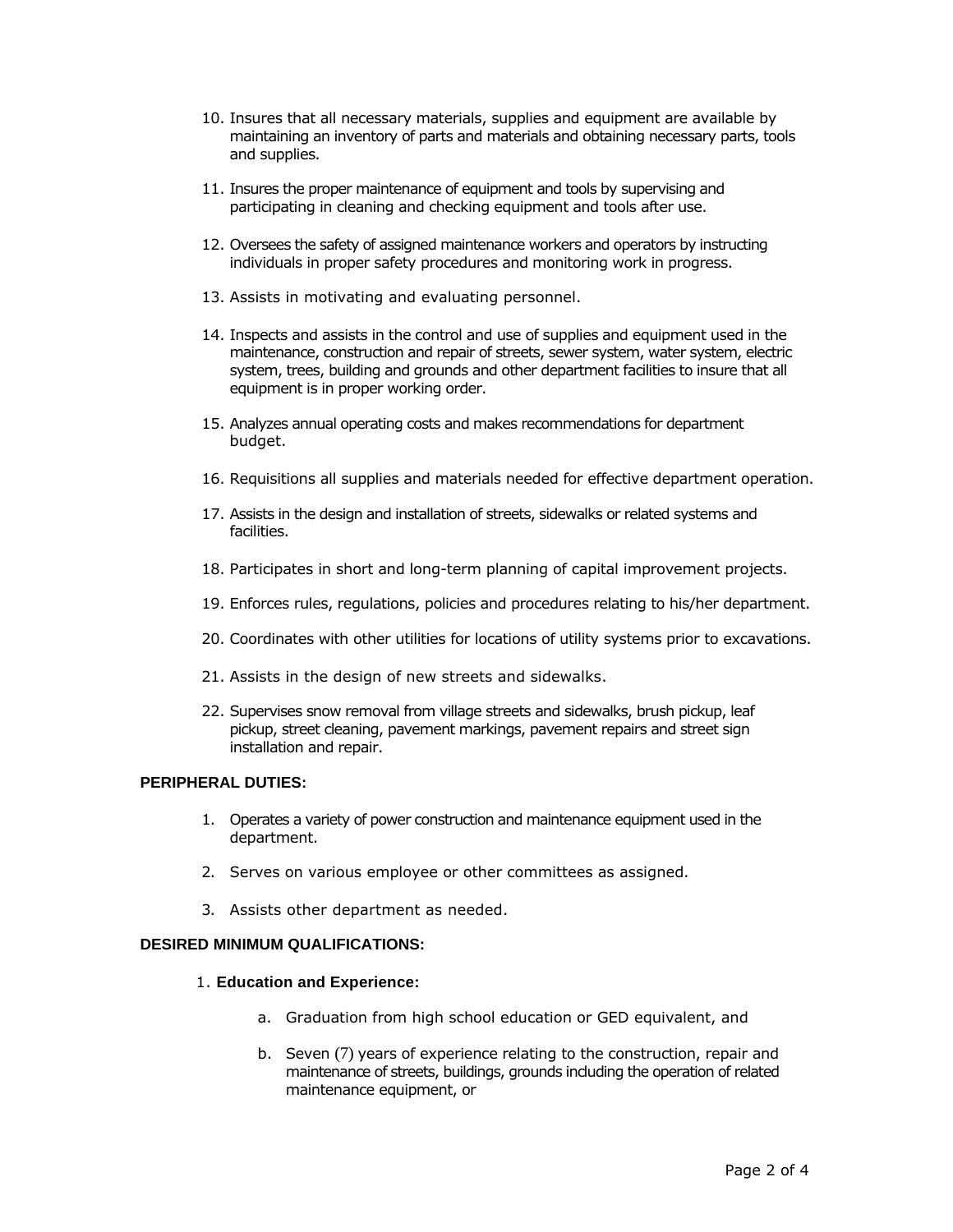10. Insures that all necessary materials, supplies and equipment are available by maintaining an inventory of parts and materials and obtaining necessary parts, tools and supplies.

11. Insures the proper maintenance of equipment and tools by supervising and participating in cleaning and checking equipment and tools after use.

12. Oversees the safety of assigned maintenance workers and operators by instructing individuals in proper safety procedures and monitoring work in progress.

13. Assists in motivating and evaluating personnel.

14. Inspects and assists in the control and use of supplies and equipment used in the maintenance, construction and repair of streets, sewer system, water system, electric system, trees, building and grounds and other department facilities to insure that all equipment is in proper working order.

15. Analyzes annual operating costs and makes recommendations for department budget.

16. Requisitions all supplies and materials needed for effective department operation.

17. Assists in the design and installation of streets, sidewalks or related systems and facilities.

18. Participates in short and long-term planning of capital improvement projects.

19. Enforces rules, regulations, policies and procedures relating to his/her department.

20. Coordinates with other utilities for locations of utility systems prior to excavations.

21. Assists in the design of new streets and sidewalks.

22. Supervises snow removal from village streets and sidewalks, brush pickup, leaf pickup, street cleaning, pavement markings, pavement repairs and street sign installation and repair.

**PERIPHERAL DUTIES:**

1. Operates a variety of power construction and maintenance equipment used in the department.

2. Serves on various employee or other committees as assigned.

3. Assists other department as needed.

**DESIRED MINIMUM QUALIFICATIONS:**

1. **Education and Experience:**

   a. Graduation from high school education or GED equivalent, and

   b. Seven (7) years of experience relating to the construction, repair and maintenance of streets, buildings, grounds including the operation of related maintenance equipment, or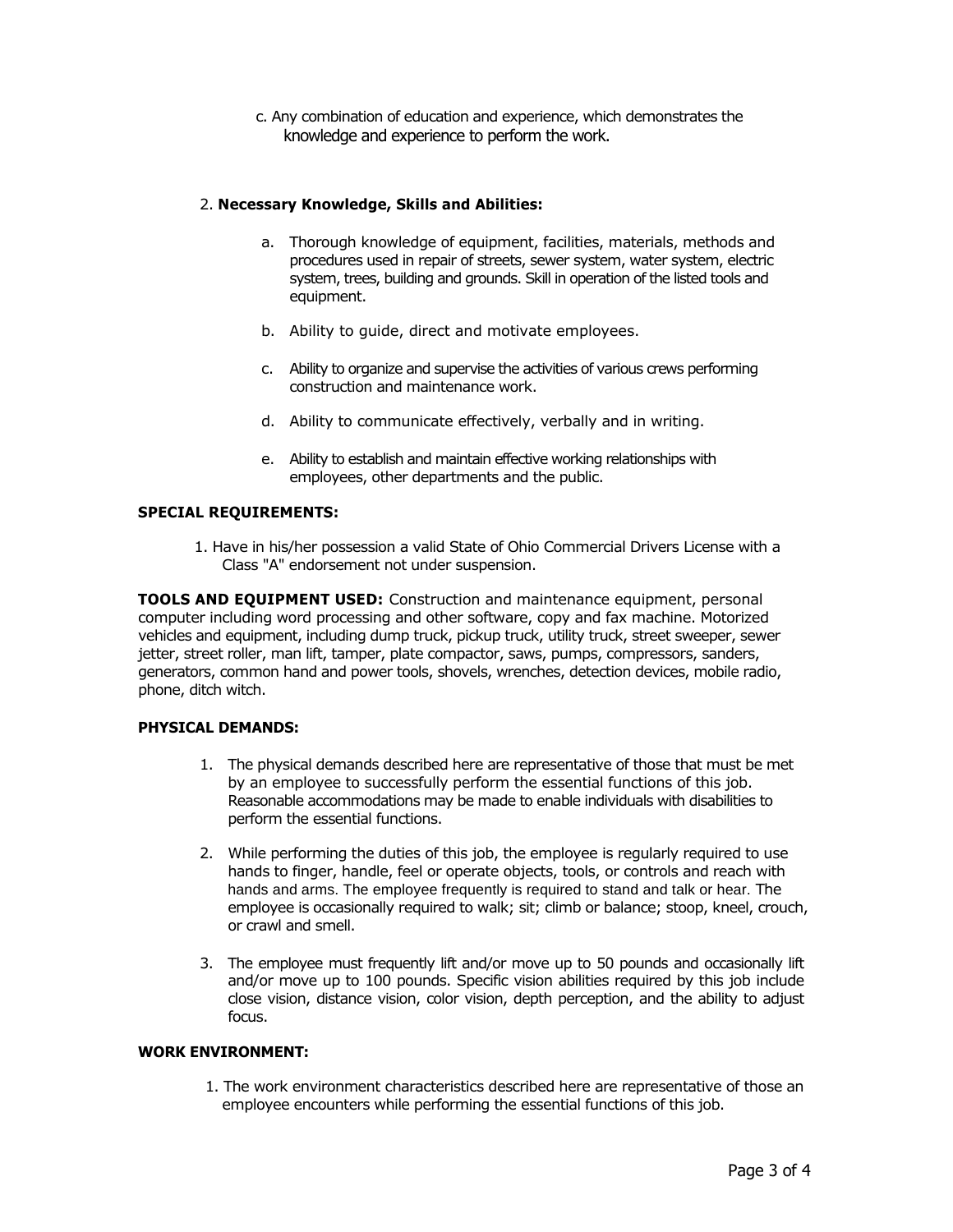c. Any combination of education and experience, which demonstrates the knowledge and experience to perform the work.

2. **Necessary Knowledge, Skills and Abilities:**

   a. Thorough knowledge of equipment, facilities, materials, methods and procedures used in repair of streets, sewer system, water system, electric system, trees, building and grounds. Skill in operation of the listed tools and equipment.

   b. Ability to guide, direct and motivate employees.

   c. Ability to organize and supervise the activities of various crews performing construction and maintenance work.

   d. Ability to communicate effectively, verbally and in writing.

   e. Ability to establish and maintain effective working relationships with employees, other departments and the public.

**SPECIAL REQUIREMENTS:**

1. Have in his/her possession a valid State of Ohio Commercial Drivers License with a Class "A" endorsement not under suspension.

**TOOLS AND EQUIPMENT USED:** Construction and maintenance equipment, personal computer including word processing and other software, copy and fax machine. Motorized vehicles and equipment, including dump truck, pickup truck, utility truck, street sweeper, sewer jetter, street roller, man lift, tamper, plate compactor, saws, pumps, compressors, sanders, generators, common hand and power tools, shovels, wrenches, detection devices, mobile radio, phone, ditch witch.

**PHYSICAL DEMANDS:**

1. The physical demands described here are representative of those that must be met by an employee to successfully perform the essential functions of this job. Reasonable accommodations may be made to enable individuals with disabilities to perform the essential functions.

2. While performing the duties of this job, the employee is regularly required to use hands to finger, handle, feel or operate objects, tools, or controls and reach with hands and arms. The employee frequently is required to stand and talk or hear. The employee is occasionally required to walk; sit; climb or balance; stoop, kneel, crouch, or crawl and smell.

3. The employee must frequently lift and/or move up to 50 pounds and occasionally lift and/or move up to 100 pounds. Specific vision abilities required by this job include close vision, distance vision, color vision, depth perception, and the ability to adjust focus.

**WORK ENVIRONMENT:**

1. The work environment characteristics described here are representative of those an employee encounters while performing the essential functions of this job.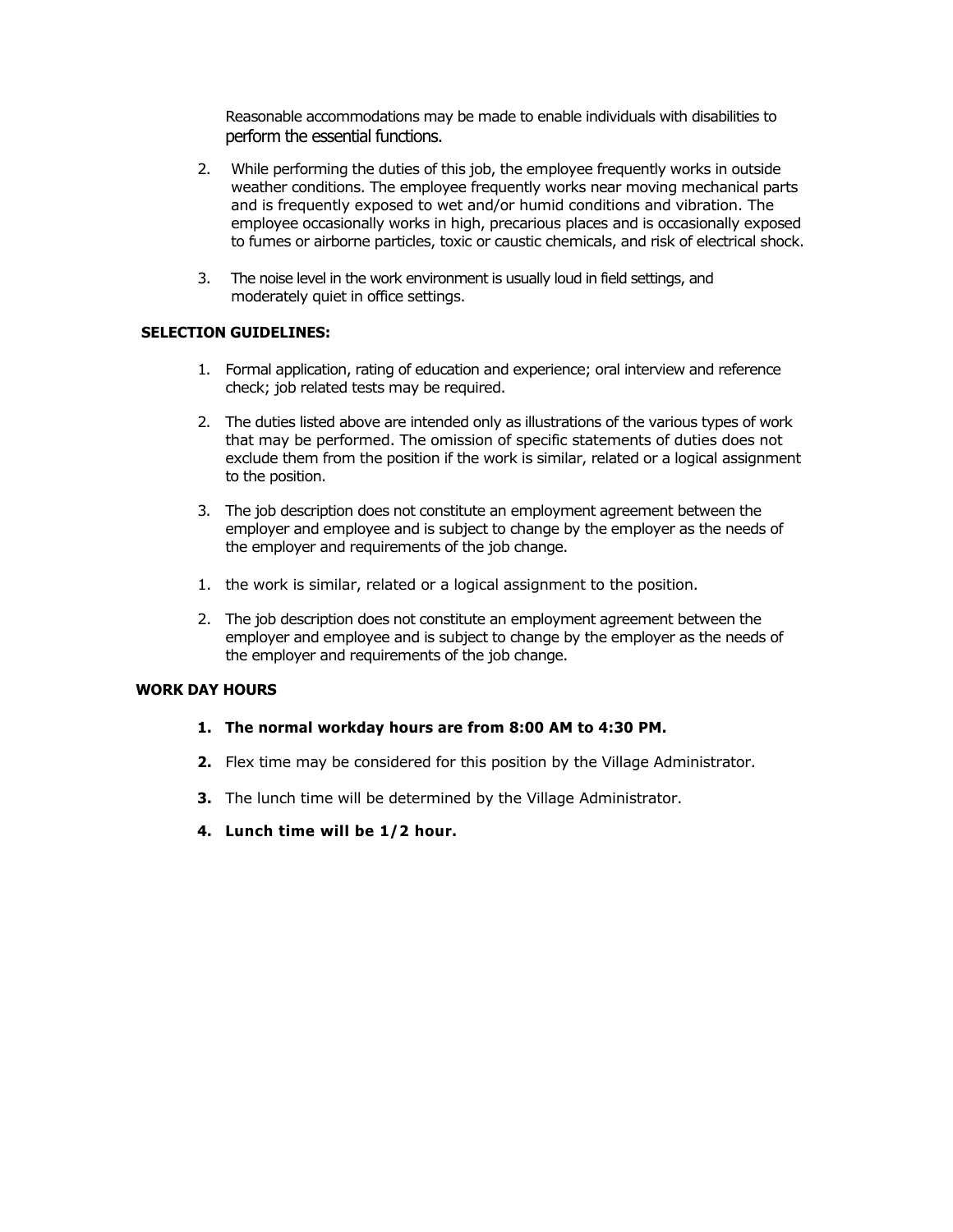Reasonable accommodations may be made to enable individuals with disabilities to perform the essential functions.

2. While performing the duties of this job, the employee frequently works in outside weather conditions. The employee frequently works near moving mechanical parts and is frequently exposed to wet and/or humid conditions and vibration. The employee occasionally works in high, precarious places and is occasionally exposed to fumes or airborne particles, toxic or caustic chemicals, and risk of electrical shock.

3. The noise level in the work environment is usually loud in field settings, and moderately quiet in office settings.

**SELECTION GUIDELINES:**

1. Formal application, rating of education and experience; oral interview and reference check; job related tests may be required.

2. The duties listed above are intended only as illustrations of the various types of work that may be performed. The omission of specific statements of duties does not exclude them from the position if the work is similar, related or a logical assignment to the position.

3. The job description does not constitute an employment agreement between the employer and employee and is subject to change by the employer as the needs of the employer and requirements of the job change.

1. the work is similar, related or a logical assignment to the position.

2. The job description does not constitute an employment agreement between the employer and employee and is subject to change by the employer as the needs of the employer and requirements of the job change.

**WORK DAY HOURS**

1. **The normal workday hours are from 8:00 AM to 4:30 PM.**
2. Flex time may be considered for this position by the Village Administrator.
3. The lunch time will be determined by the Village Administrator.
4. **Lunch time will be 1/2 hour.**